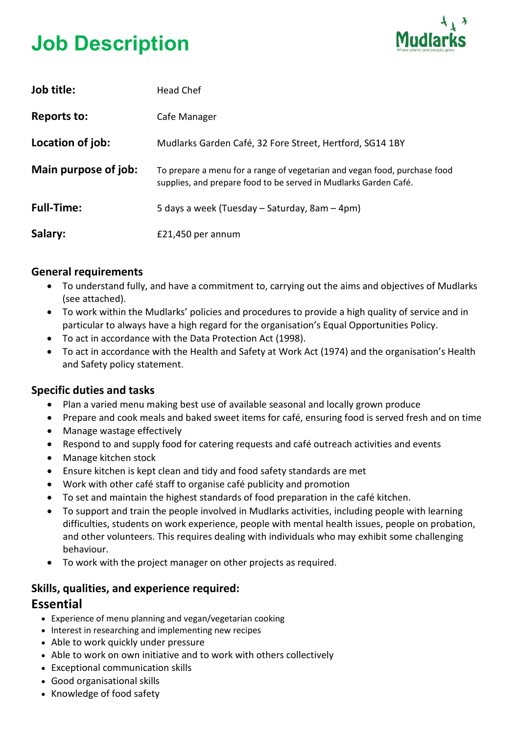# Job Description

| | |
|---|---|
| **Job title:** | Head Chef |
| **Reports to:** | Cafe Manager |
| **Location of job:** | Mudlarks Garden Café, 32 Fore Street, Hertford, SG14 1BY |
| **Main purpose of job:** | To prepare a menu for a range of vegetarian and vegan food, purchase food supplies, and prepare food to be served in Mudlarks Garden Café. |
| **Full-Time:** | 5 days a week (Tuesday – Saturday, 8am – 4pm) |
| **Salary:** | £21,450 per annum |

### General requirements

- To understand fully, and have a commitment to, carrying out the aims and objectives of Mudlarks (see attached).
- To work within the Mudlarks' policies and procedures to provide a high quality of service and in particular to always have a high regard for the organisation's Equal Opportunities Policy.
- To act in accordance with the Data Protection Act (1998).
- To act in accordance with the Health and Safety at Work Act (1974) and the organisation's Health and Safety policy statement.

### Specific duties and tasks

- Plan a varied menu making best use of available seasonal and locally grown produce
- Prepare and cook meals and baked sweet items for café, ensuring food is served fresh and on time
- Manage wastage effectively
- Respond to and supply food for catering requests and café outreach activities and events
- Manage kitchen stock
- Ensure kitchen is kept clean and tidy and food safety standards are met
- Work with other café staff to organise café publicity and promotion
- To set and maintain the highest standards of food preparation in the café kitchen.
- To support and train the people involved in Mudlarks activities, including people with learning difficulties, students on work experience, people with mental health issues, people on probation, and other volunteers. This requires dealing with individuals who may exhibit some challenging behaviour.
- To work with the project manager on other projects as required.

### Skills, qualities, and experience required:

## Essential

- Experience of menu planning and vegan/vegetarian cooking
- Interest in researching and implementing new recipes
- Able to work quickly under pressure
- Able to work on own initiative and to work with others collectively
- Exceptional communication skills
- Good organisational skills
- Knowledge of food safety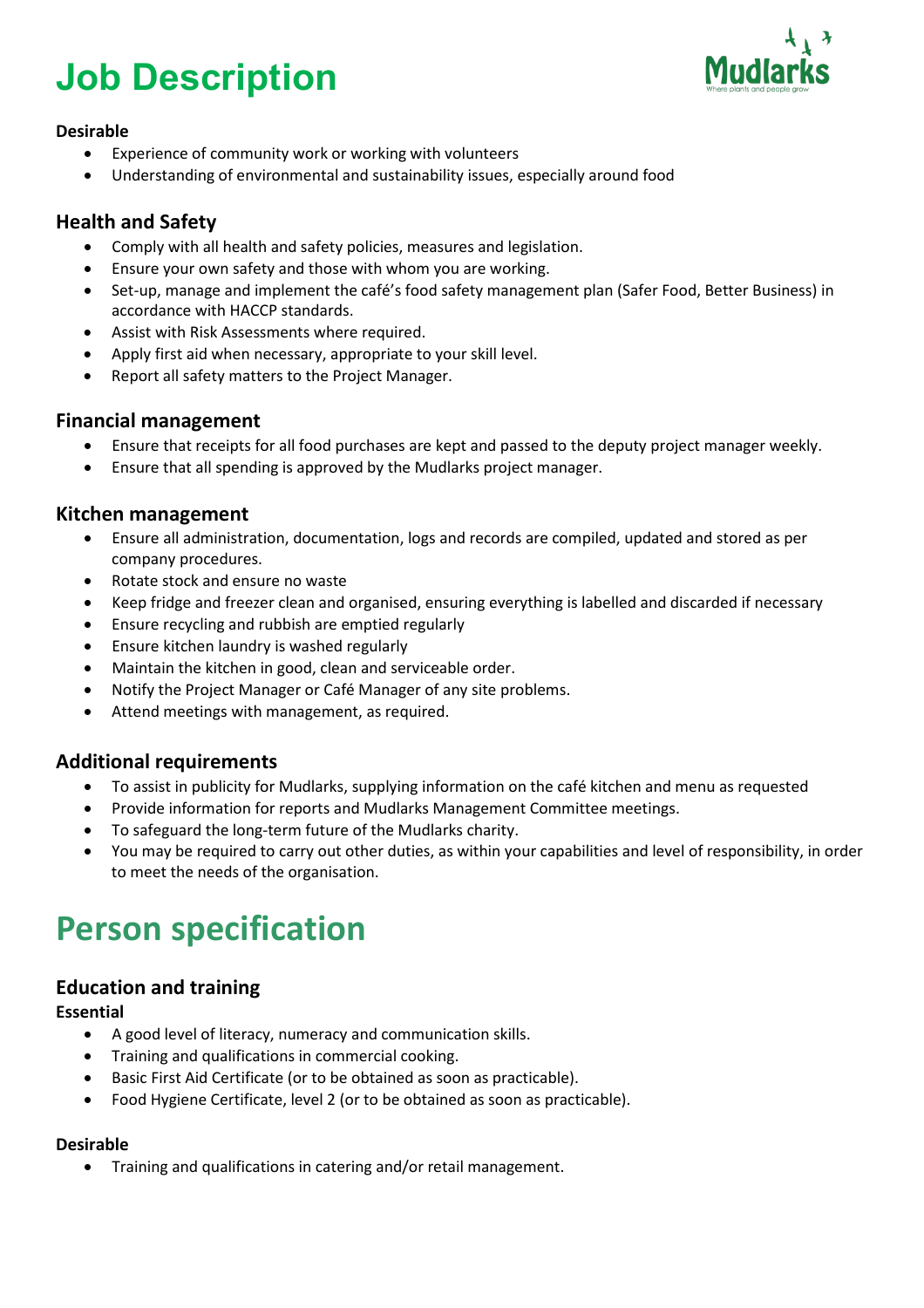# Job Description

**Desirable**

- Experience of community work or working with volunteers
- Understanding of environmental and sustainability issues, especially around food

### Health and Safety

- Comply with all health and safety policies, measures and legislation.
- Ensure your own safety and those with whom you are working.
- Set-up, manage and implement the café's food safety management plan (Safer Food, Better Business) in accordance with HACCP standards.
- Assist with Risk Assessments where required.
- Apply first aid when necessary, appropriate to your skill level.
- Report all safety matters to the Project Manager.

### Financial management

- Ensure that receipts for all food purchases are kept and passed to the deputy project manager weekly.
- Ensure that all spending is approved by the Mudlarks project manager.

### Kitchen management

- Ensure all administration, documentation, logs and records are compiled, updated and stored as per company procedures.
- Rotate stock and ensure no waste
- Keep fridge and freezer clean and organised, ensuring everything is labelled and discarded if necessary
- Ensure recycling and rubbish are emptied regularly
- Ensure kitchen laundry is washed regularly
- Maintain the kitchen in good, clean and serviceable order.
- Notify the Project Manager or Café Manager of any site problems.
- Attend meetings with management, as required.

### Additional requirements

- To assist in publicity for Mudlarks, supplying information on the café kitchen and menu as requested
- Provide information for reports and Mudlarks Management Committee meetings.
- To safeguard the long-term future of the Mudlarks charity.
- You may be required to carry out other duties, as within your capabilities and level of responsibility, in order to meet the needs of the organisation.

# Person specification

### Education and training

**Essential**

- A good level of literacy, numeracy and communication skills.
- Training and qualifications in commercial cooking.
- Basic First Aid Certificate (or to be obtained as soon as practicable).
- Food Hygiene Certificate, level 2 (or to be obtained as soon as practicable).

**Desirable**

- Training and qualifications in catering and/or retail management.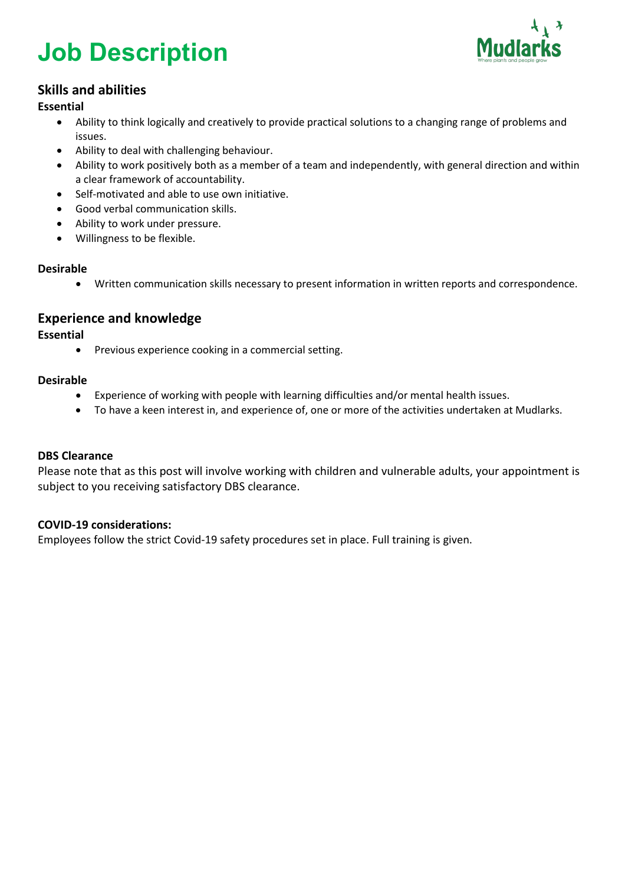# Job Description

## Skills and abilities

**Essential**

- Ability to think logically and creatively to provide practical solutions to a changing range of problems and issues.
- Ability to deal with challenging behaviour.
- Ability to work positively both as a member of a team and independently, with general direction and within a clear framework of accountability.
- Self-motivated and able to use own initiative.
- Good verbal communication skills.
- Ability to work under pressure.
- Willingness to be flexible.

**Desirable**

- Written communication skills necessary to present information in written reports and correspondence.

## Experience and knowledge

**Essential**

- Previous experience cooking in a commercial setting.

**Desirable**

- Experience of working with people with learning difficulties and/or mental health issues.
- To have a keen interest in, and experience of, one or more of the activities undertaken at Mudlarks.

**DBS Clearance**

Please note that as this post will involve working with children and vulnerable adults, your appointment is subject to you receiving satisfactory DBS clearance.

**COVID-19 considerations:**

Employees follow the strict Covid-19 safety procedures set in place. Full training is given.